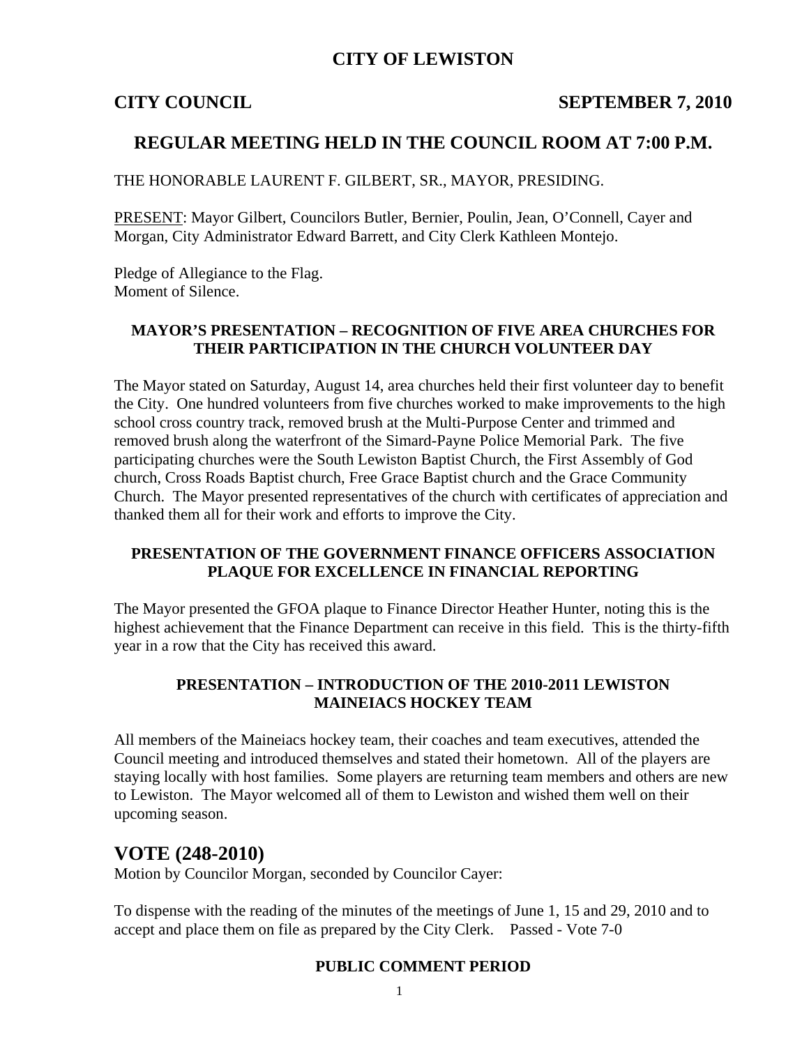# CITY OF LEWISTON

**CITY COUNCIL** **SEPTEMBER 7, 2010**

## REGULAR MEETING HELD IN THE COUNCIL ROOM AT 7:00 P.M.

THE HONORABLE LAURENT F. GILBERT, SR., MAYOR, PRESIDING.

PRESENT: Mayor Gilbert, Councilors Butler, Bernier, Poulin, Jean, O'Connell, Cayer and Morgan, City Administrator Edward Barrett, and City Clerk Kathleen Montejo.

Pledge of Allegiance to the Flag.
Moment of Silence.

### MAYOR'S PRESENTATION – RECOGNITION OF FIVE AREA CHURCHES FOR THEIR PARTICIPATION IN THE CHURCH VOLUNTEER DAY

The Mayor stated on Saturday, August 14, area churches held their first volunteer day to benefit the City. One hundred volunteers from five churches worked to make improvements to the high school cross country track, removed brush at the Multi-Purpose Center and trimmed and removed brush along the waterfront of the Simard-Payne Police Memorial Park. The five participating churches were the South Lewiston Baptist Church, the First Assembly of God church, Cross Roads Baptist church, Free Grace Baptist church and the Grace Community Church. The Mayor presented representatives of the church with certificates of appreciation and thanked them all for their work and efforts to improve the City.

### PRESENTATION OF THE GOVERNMENT FINANCE OFFICERS ASSOCIATION PLAQUE FOR EXCELLENCE IN FINANCIAL REPORTING

The Mayor presented the GFOA plaque to Finance Director Heather Hunter, noting this is the highest achievement that the Finance Department can receive in this field. This is the thirty-fifth year in a row that the City has received this award.

### PRESENTATION – INTRODUCTION OF THE 2010-2011 LEWISTON MAINEIACS HOCKEY TEAM

All members of the Maineiacs hockey team, their coaches and team executives, attended the Council meeting and introduced themselves and stated their hometown. All of the players are staying locally with host families. Some players are returning team members and others are new to Lewiston. The Mayor welcomed all of them to Lewiston and wished them well on their upcoming season.

## VOTE (248-2010)

Motion by Councilor Morgan, seconded by Councilor Cayer:

To dispense with the reading of the minutes of the meetings of June 1, 15 and 29, 2010 and to accept and place them on file as prepared by the City Clerk. Passed - Vote 7-0

### PUBLIC COMMENT PERIOD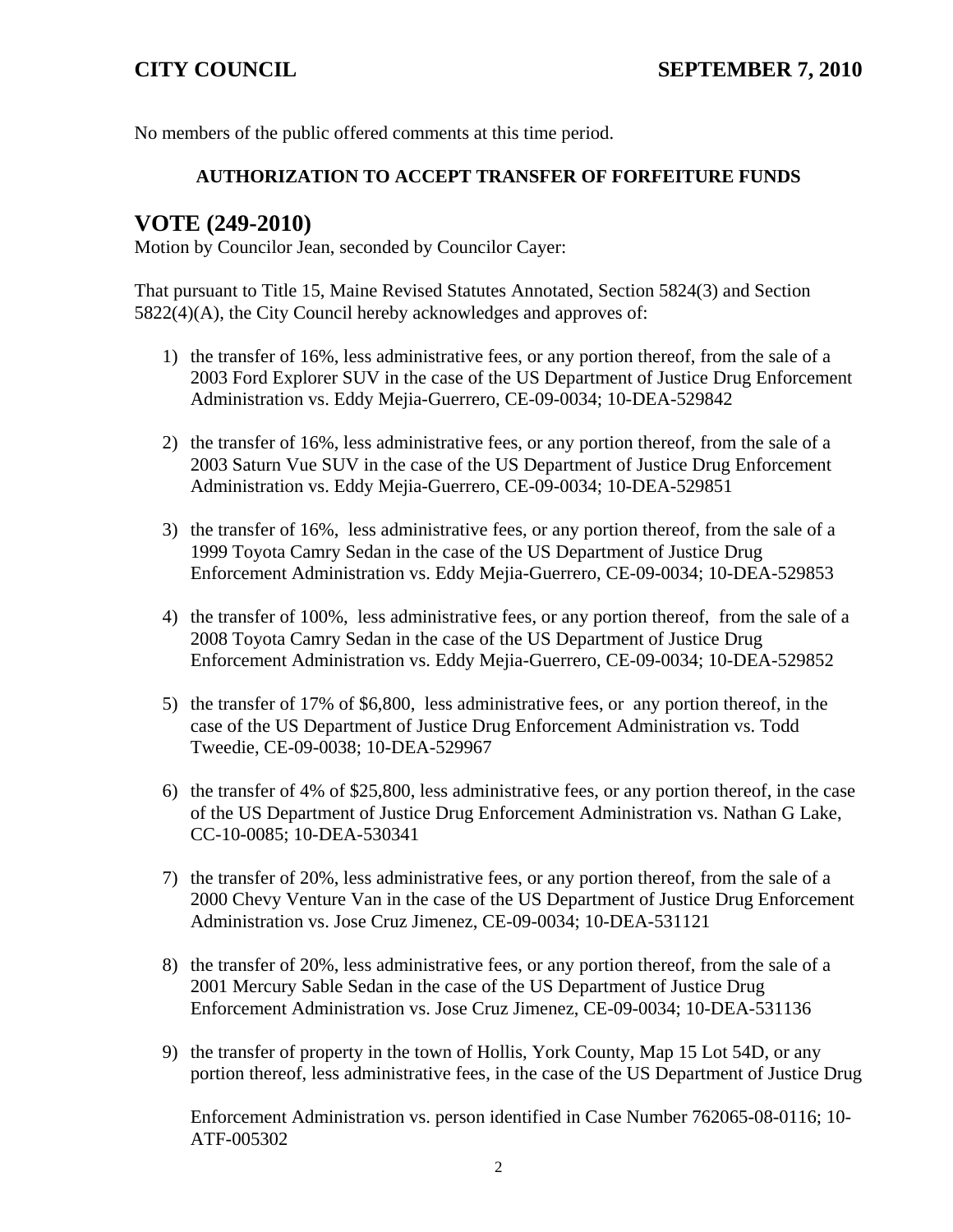No members of the public offered comments at this time period.

**AUTHORIZATION TO ACCEPT TRANSFER OF FORFEITURE FUNDS**

## VOTE (249-2010)

Motion by Councilor Jean, seconded by Councilor Cayer:

That pursuant to Title 15, Maine Revised Statutes Annotated, Section 5824(3) and Section 5822(4)(A), the City Council hereby acknowledges and approves of:

1) the transfer of 16%, less administrative fees, or any portion thereof, from the sale of a 2003 Ford Explorer SUV in the case of the US Department of Justice Drug Enforcement Administration vs. Eddy Mejia-Guerrero, CE-09-0034; 10-DEA-529842

2) the transfer of 16%, less administrative fees, or any portion thereof, from the sale of a 2003 Saturn Vue SUV in the case of the US Department of Justice Drug Enforcement Administration vs. Eddy Mejia-Guerrero, CE-09-0034; 10-DEA-529851

3) the transfer of 16%, less administrative fees, or any portion thereof, from the sale of a 1999 Toyota Camry Sedan in the case of the US Department of Justice Drug Enforcement Administration vs. Eddy Mejia-Guerrero, CE-09-0034; 10-DEA-529853

4) the transfer of 100%, less administrative fees, or any portion thereof, from the sale of a 2008 Toyota Camry Sedan in the case of the US Department of Justice Drug Enforcement Administration vs. Eddy Mejia-Guerrero, CE-09-0034; 10-DEA-529852

5) the transfer of 17% of $6,800, less administrative fees, or any portion thereof, in the case of the US Department of Justice Drug Enforcement Administration vs. Todd Tweedie, CE-09-0038; 10-DEA-529967

6) the transfer of 4% of $25,800, less administrative fees, or any portion thereof, in the case of the US Department of Justice Drug Enforcement Administration vs. Nathan G Lake, CC-10-0085; 10-DEA-530341

7) the transfer of 20%, less administrative fees, or any portion thereof, from the sale of a 2000 Chevy Venture Van in the case of the US Department of Justice Drug Enforcement Administration vs. Jose Cruz Jimenez, CE-09-0034; 10-DEA-531121

8) the transfer of 20%, less administrative fees, or any portion thereof, from the sale of a 2001 Mercury Sable Sedan in the case of the US Department of Justice Drug Enforcement Administration vs. Jose Cruz Jimenez, CE-09-0034; 10-DEA-531136

9) the transfer of property in the town of Hollis, York County, Map 15 Lot 54D, or any portion thereof, less administrative fees, in the case of the US Department of Justice Drug Enforcement Administration vs. person identified in Case Number 762065-08-0116; 10-ATF-005302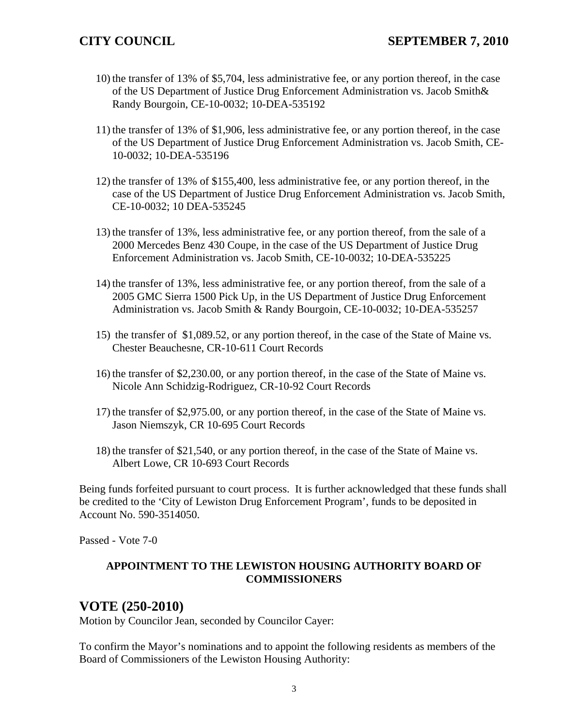10) the transfer of 13% of $5,704, less administrative fee, or any portion thereof, in the case of the US Department of Justice Drug Enforcement Administration vs. Jacob Smith& Randy Bourgoin, CE-10-0032; 10-DEA-535192

11) the transfer of 13% of $1,906, less administrative fee, or any portion thereof, in the case of the US Department of Justice Drug Enforcement Administration vs. Jacob Smith, CE-10-0032; 10-DEA-535196

12) the transfer of 13% of $155,400, less administrative fee, or any portion thereof, in the case of the US Department of Justice Drug Enforcement Administration vs. Jacob Smith, CE-10-0032; 10 DEA-535245

13) the transfer of 13%, less administrative fee, or any portion thereof, from the sale of a 2000 Mercedes Benz 430 Coupe, in the case of the US Department of Justice Drug Enforcement Administration vs. Jacob Smith, CE-10-0032; 10-DEA-535225

14) the transfer of 13%, less administrative fee, or any portion thereof, from the sale of a 2005 GMC Sierra 1500 Pick Up, in the US Department of Justice Drug Enforcement Administration vs. Jacob Smith & Randy Bourgoin, CE-10-0032; 10-DEA-535257

15) the transfer of $1,089.52, or any portion thereof, in the case of the State of Maine vs. Chester Beauchesne, CR-10-611 Court Records

16) the transfer of $2,230.00, or any portion thereof, in the case of the State of Maine vs. Nicole Ann Schidzig-Rodriguez, CR-10-92 Court Records

17) the transfer of $2,975.00, or any portion thereof, in the case of the State of Maine vs. Jason Niemszyk, CR 10-695 Court Records

18) the transfer of $21,540, or any portion thereof, in the case of the State of Maine vs. Albert Lowe, CR 10-693 Court Records

Being funds forfeited pursuant to court process. It is further acknowledged that these funds shall be credited to the 'City of Lewiston Drug Enforcement Program', funds to be deposited in Account No. 590-3514050.

Passed - Vote 7-0

**APPOINTMENT TO THE LEWISTON HOUSING AUTHORITY BOARD OF COMMISSIONERS**

## VOTE (250-2010)

Motion by Councilor Jean, seconded by Councilor Cayer:

To confirm the Mayor's nominations and to appoint the following residents as members of the Board of Commissioners of the Lewiston Housing Authority: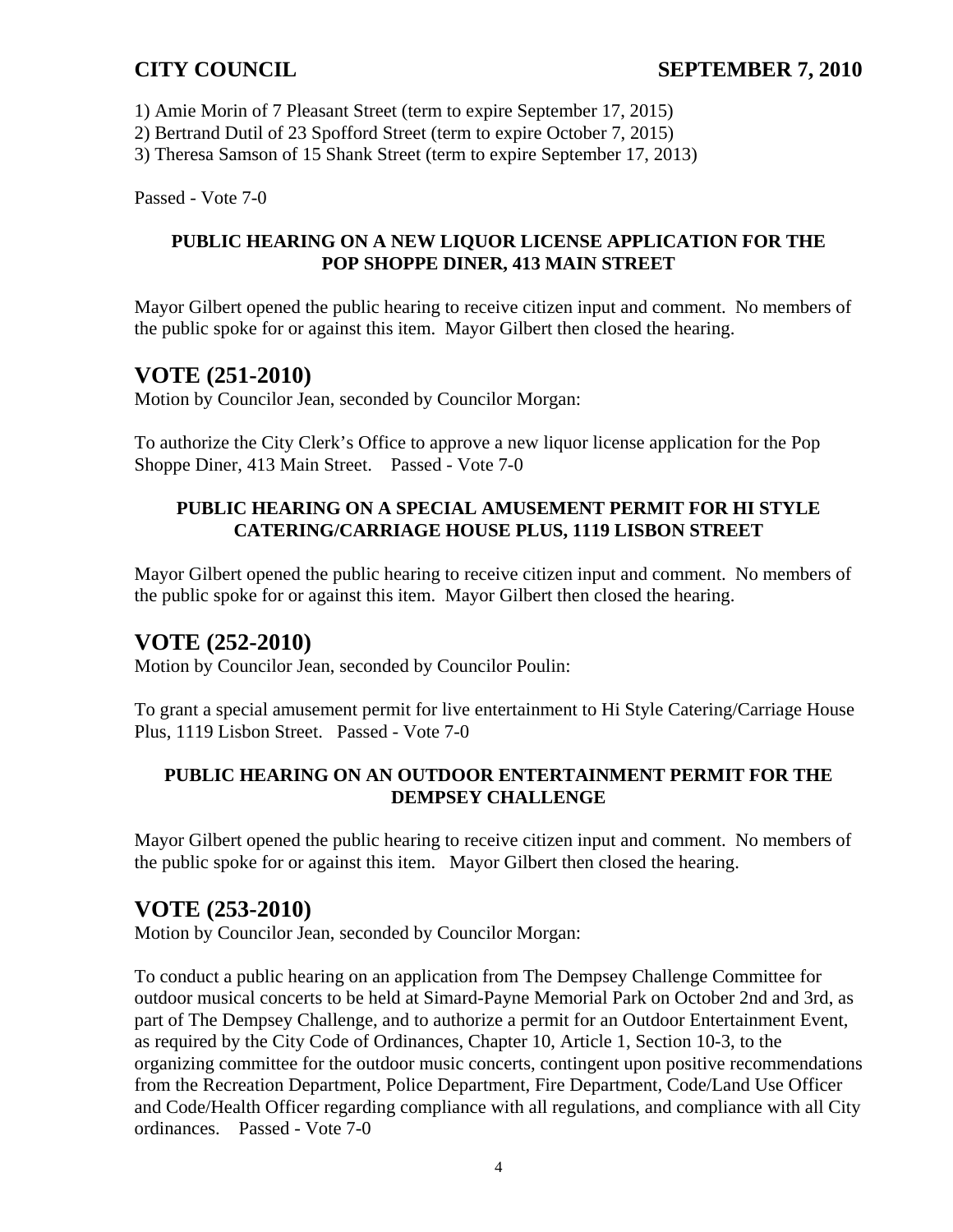1) Amie Morin of 7 Pleasant Street (term to expire September 17, 2015)
2) Bertrand Dutil of 23 Spofford Street (term to expire October 7, 2015)
3) Theresa Samson of 15 Shank Street (term to expire September 17, 2013)

Passed - Vote 7-0

**PUBLIC HEARING ON A NEW LIQUOR LICENSE APPLICATION FOR THE POP SHOPPE DINER, 413 MAIN STREET**

Mayor Gilbert opened the public hearing to receive citizen input and comment. No members of the public spoke for or against this item. Mayor Gilbert then closed the hearing.

## VOTE (251-2010)

Motion by Councilor Jean, seconded by Councilor Morgan:

To authorize the City Clerk's Office to approve a new liquor license application for the Pop Shoppe Diner, 413 Main Street. Passed - Vote 7-0

**PUBLIC HEARING ON A SPECIAL AMUSEMENT PERMIT FOR HI STYLE CATERING/CARRIAGE HOUSE PLUS, 1119 LISBON STREET**

Mayor Gilbert opened the public hearing to receive citizen input and comment. No members of the public spoke for or against this item. Mayor Gilbert then closed the hearing.

## VOTE (252-2010)

Motion by Councilor Jean, seconded by Councilor Poulin:

To grant a special amusement permit for live entertainment to Hi Style Catering/Carriage House Plus, 1119 Lisbon Street. Passed - Vote 7-0

**PUBLIC HEARING ON AN OUTDOOR ENTERTAINMENT PERMIT FOR THE DEMPSEY CHALLENGE**

Mayor Gilbert opened the public hearing to receive citizen input and comment. No members of the public spoke for or against this item. Mayor Gilbert then closed the hearing.

## VOTE (253-2010)

Motion by Councilor Jean, seconded by Councilor Morgan:

To conduct a public hearing on an application from The Dempsey Challenge Committee for outdoor musical concerts to be held at Simard-Payne Memorial Park on October 2nd and 3rd, as part of The Dempsey Challenge, and to authorize a permit for an Outdoor Entertainment Event, as required by the City Code of Ordinances, Chapter 10, Article 1, Section 10-3, to the organizing committee for the outdoor music concerts, contingent upon positive recommendations from the Recreation Department, Police Department, Fire Department, Code/Land Use Officer and Code/Health Officer regarding compliance with all regulations, and compliance with all City ordinances. Passed - Vote 7-0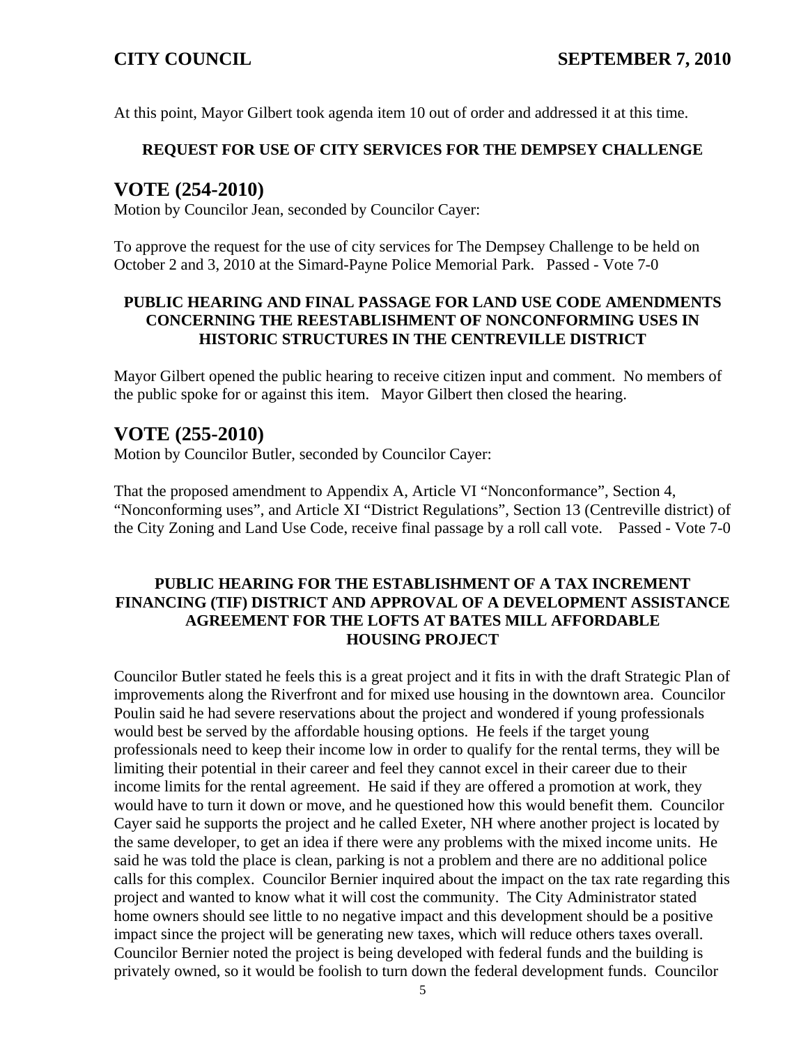At this point, Mayor Gilbert took agenda item 10 out of order and addressed it at this time.

**REQUEST FOR USE OF CITY SERVICES FOR THE DEMPSEY CHALLENGE**

## VOTE (254-2010)

Motion by Councilor Jean, seconded by Councilor Cayer:

To approve the request for the use of city services for The Dempsey Challenge to be held on October 2 and 3, 2010 at the Simard-Payne Police Memorial Park. Passed - Vote 7-0

**PUBLIC HEARING AND FINAL PASSAGE FOR LAND USE CODE AMENDMENTS CONCERNING THE REESTABLISHMENT OF NONCONFORMING USES IN HISTORIC STRUCTURES IN THE CENTREVILLE DISTRICT**

Mayor Gilbert opened the public hearing to receive citizen input and comment. No members of the public spoke for or against this item. Mayor Gilbert then closed the hearing.

## VOTE (255-2010)

Motion by Councilor Butler, seconded by Councilor Cayer:

That the proposed amendment to Appendix A, Article VI "Nonconformance", Section 4, "Nonconforming uses", and Article XI "District Regulations", Section 13 (Centreville district) of the City Zoning and Land Use Code, receive final passage by a roll call vote. Passed - Vote 7-0

**PUBLIC HEARING FOR THE ESTABLISHMENT OF A TAX INCREMENT FINANCING (TIF) DISTRICT AND APPROVAL OF A DEVELOPMENT ASSISTANCE AGREEMENT FOR THE LOFTS AT BATES MILL AFFORDABLE HOUSING PROJECT**

Councilor Butler stated he feels this is a great project and it fits in with the draft Strategic Plan of improvements along the Riverfront and for mixed use housing in the downtown area. Councilor Poulin said he had severe reservations about the project and wondered if young professionals would best be served by the affordable housing options. He feels if the target young professionals need to keep their income low in order to qualify for the rental terms, they will be limiting their potential in their career and feel they cannot excel in their career due to their income limits for the rental agreement. He said if they are offered a promotion at work, they would have to turn it down or move, and he questioned how this would benefit them. Councilor Cayer said he supports the project and he called Exeter, NH where another project is located by the same developer, to get an idea if there were any problems with the mixed income units. He said he was told the place is clean, parking is not a problem and there are no additional police calls for this complex. Councilor Bernier inquired about the impact on the tax rate regarding this project and wanted to know what it will cost the community. The City Administrator stated home owners should see little to no negative impact and this development should be a positive impact since the project will be generating new taxes, which will reduce others taxes overall. Councilor Bernier noted the project is being developed with federal funds and the building is privately owned, so it would be foolish to turn down the federal development funds. Councilor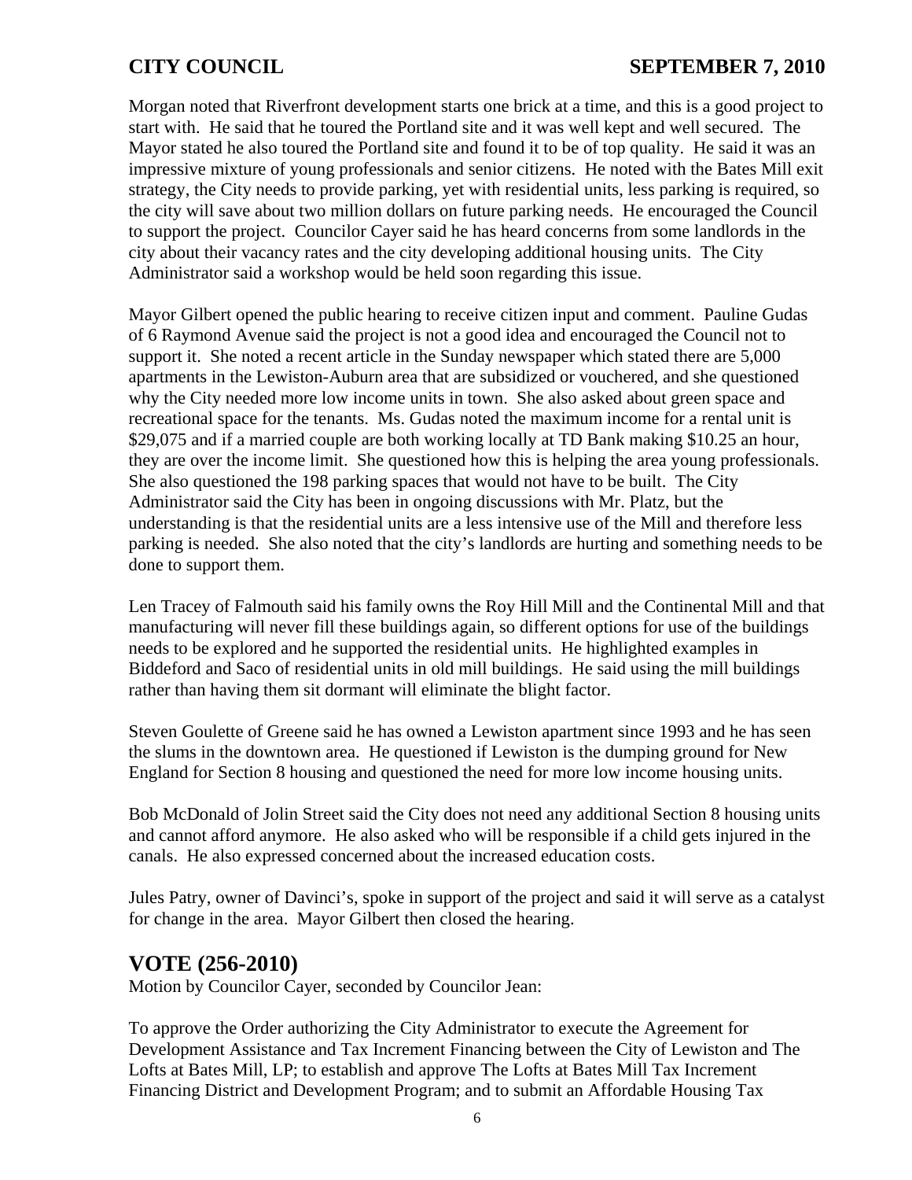Morgan noted that Riverfront development starts one brick at a time, and this is a good project to start with. He said that he toured the Portland site and it was well kept and well secured. The Mayor stated he also toured the Portland site and found it to be of top quality. He said it was an impressive mixture of young professionals and senior citizens. He noted with the Bates Mill exit strategy, the City needs to provide parking, yet with residential units, less parking is required, so the city will save about two million dollars on future parking needs. He encouraged the Council to support the project. Councilor Cayer said he has heard concerns from some landlords in the city about their vacancy rates and the city developing additional housing units. The City Administrator said a workshop would be held soon regarding this issue.

Mayor Gilbert opened the public hearing to receive citizen input and comment. Pauline Gudas of 6 Raymond Avenue said the project is not a good idea and encouraged the Council not to support it. She noted a recent article in the Sunday newspaper which stated there are 5,000 apartments in the Lewiston-Auburn area that are subsidized or vouchered, and she questioned why the City needed more low income units in town. She also asked about green space and recreational space for the tenants. Ms. Gudas noted the maximum income for a rental unit is $29,075 and if a married couple are both working locally at TD Bank making $10.25 an hour, they are over the income limit. She questioned how this is helping the area young professionals. She also questioned the 198 parking spaces that would not have to be built. The City Administrator said the City has been in ongoing discussions with Mr. Platz, but the understanding is that the residential units are a less intensive use of the Mill and therefore less parking is needed. She also noted that the city's landlords are hurting and something needs to be done to support them.

Len Tracey of Falmouth said his family owns the Roy Hill Mill and the Continental Mill and that manufacturing will never fill these buildings again, so different options for use of the buildings needs to be explored and he supported the residential units. He highlighted examples in Biddeford and Saco of residential units in old mill buildings. He said using the mill buildings rather than having them sit dormant will eliminate the blight factor.

Steven Goulette of Greene said he has owned a Lewiston apartment since 1993 and he has seen the slums in the downtown area. He questioned if Lewiston is the dumping ground for New England for Section 8 housing and questioned the need for more low income housing units.

Bob McDonald of Jolin Street said the City does not need any additional Section 8 housing units and cannot afford anymore. He also asked who will be responsible if a child gets injured in the canals. He also expressed concerned about the increased education costs.

Jules Patry, owner of Davinci's, spoke in support of the project and said it will serve as a catalyst for change in the area. Mayor Gilbert then closed the hearing.

## VOTE (256-2010)

Motion by Councilor Cayer, seconded by Councilor Jean:

To approve the Order authorizing the City Administrator to execute the Agreement for Development Assistance and Tax Increment Financing between the City of Lewiston and The Lofts at Bates Mill, LP; to establish and approve The Lofts at Bates Mill Tax Increment Financing District and Development Program; and to submit an Affordable Housing Tax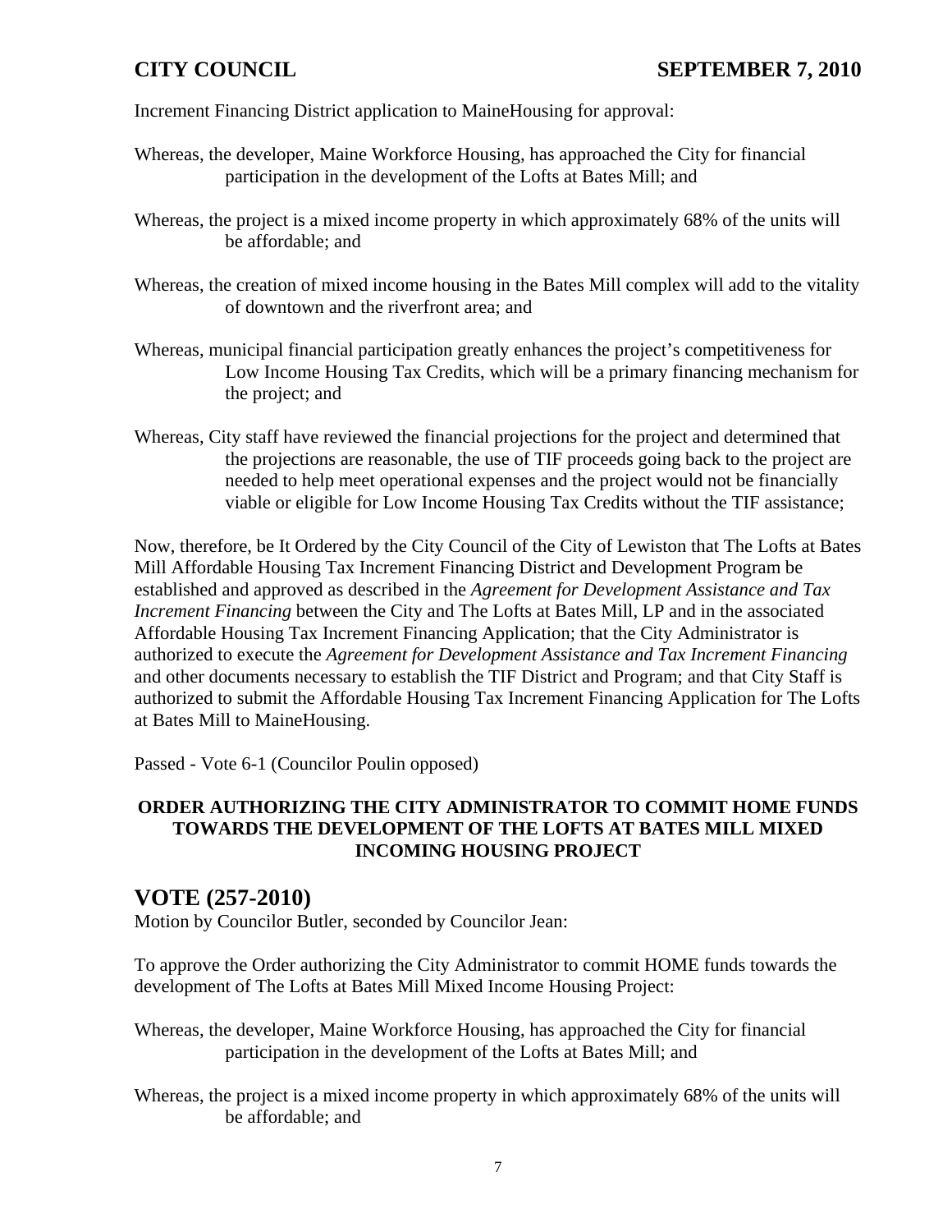Increment Financing District application to MaineHousing for approval:

Whereas, the developer, Maine Workforce Housing, has approached the City for financial participation in the development of the Lofts at Bates Mill; and

Whereas, the project is a mixed income property in which approximately 68% of the units will be affordable; and

Whereas, the creation of mixed income housing in the Bates Mill complex will add to the vitality of downtown and the riverfront area; and

Whereas, municipal financial participation greatly enhances the project's competitiveness for Low Income Housing Tax Credits, which will be a primary financing mechanism for the project; and

Whereas, City staff have reviewed the financial projections for the project and determined that the projections are reasonable, the use of TIF proceeds going back to the project are needed to help meet operational expenses and the project would not be financially viable or eligible for Low Income Housing Tax Credits without the TIF assistance;

Now, therefore, be It Ordered by the City Council of the City of Lewiston that The Lofts at Bates Mill Affordable Housing Tax Increment Financing District and Development Program be established and approved as described in the *Agreement for Development Assistance and Tax Increment Financing* between the City and The Lofts at Bates Mill, LP and in the associated Affordable Housing Tax Increment Financing Application; that the City Administrator is authorized to execute the *Agreement for Development Assistance and Tax Increment Financing* and other documents necessary to establish the TIF District and Program; and that City Staff is authorized to submit the Affordable Housing Tax Increment Financing Application for The Lofts at Bates Mill to MaineHousing.

Passed - Vote 6-1 (Councilor Poulin opposed)

**ORDER AUTHORIZING THE CITY ADMINISTRATOR TO COMMIT HOME FUNDS TOWARDS THE DEVELOPMENT OF THE LOFTS AT BATES MILL MIXED INCOMING HOUSING PROJECT**

## VOTE (257-2010)

Motion by Councilor Butler, seconded by Councilor Jean:

To approve the Order authorizing the City Administrator to commit HOME funds towards the development of The Lofts at Bates Mill Mixed Income Housing Project:

Whereas, the developer, Maine Workforce Housing, has approached the City for financial participation in the development of the Lofts at Bates Mill; and

Whereas, the project is a mixed income property in which approximately 68% of the units will be affordable; and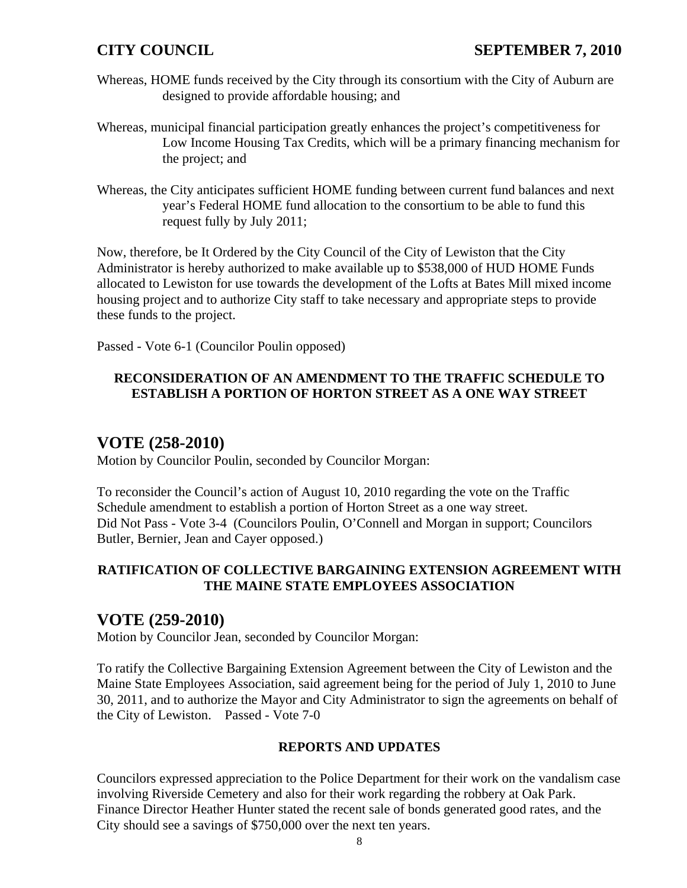Whereas, HOME funds received by the City through its consortium with the City of Auburn are designed to provide affordable housing; and

Whereas, municipal financial participation greatly enhances the project's competitiveness for Low Income Housing Tax Credits, which will be a primary financing mechanism for the project; and

Whereas, the City anticipates sufficient HOME funding between current fund balances and next year's Federal HOME fund allocation to the consortium to be able to fund this request fully by July 2011;

Now, therefore, be It Ordered by the City Council of the City of Lewiston that the City Administrator is hereby authorized to make available up to $538,000 of HUD HOME Funds allocated to Lewiston for use towards the development of the Lofts at Bates Mill mixed income housing project and to authorize City staff to take necessary and appropriate steps to provide these funds to the project.

Passed - Vote 6-1 (Councilor Poulin opposed)

**RECONSIDERATION OF AN AMENDMENT TO THE TRAFFIC SCHEDULE TO ESTABLISH A PORTION OF HORTON STREET AS A ONE WAY STREET**

## VOTE (258-2010)

Motion by Councilor Poulin, seconded by Councilor Morgan:

To reconsider the Council's action of August 10, 2010 regarding the vote on the Traffic Schedule amendment to establish a portion of Horton Street as a one way street.
Did Not Pass - Vote 3-4 (Councilors Poulin, O'Connell and Morgan in support; Councilors Butler, Bernier, Jean and Cayer opposed.)

**RATIFICATION OF COLLECTIVE BARGAINING EXTENSION AGREEMENT WITH THE MAINE STATE EMPLOYEES ASSOCIATION**

## VOTE (259-2010)

Motion by Councilor Jean, seconded by Councilor Morgan:

To ratify the Collective Bargaining Extension Agreement between the City of Lewiston and the Maine State Employees Association, said agreement being for the period of July 1, 2010 to June 30, 2011, and to authorize the Mayor and City Administrator to sign the agreements on behalf of the City of Lewiston. Passed - Vote 7-0

**REPORTS AND UPDATES**

Councilors expressed appreciation to the Police Department for their work on the vandalism case involving Riverside Cemetery and also for their work regarding the robbery at Oak Park. Finance Director Heather Hunter stated the recent sale of bonds generated good rates, and the City should see a savings of $750,000 over the next ten years.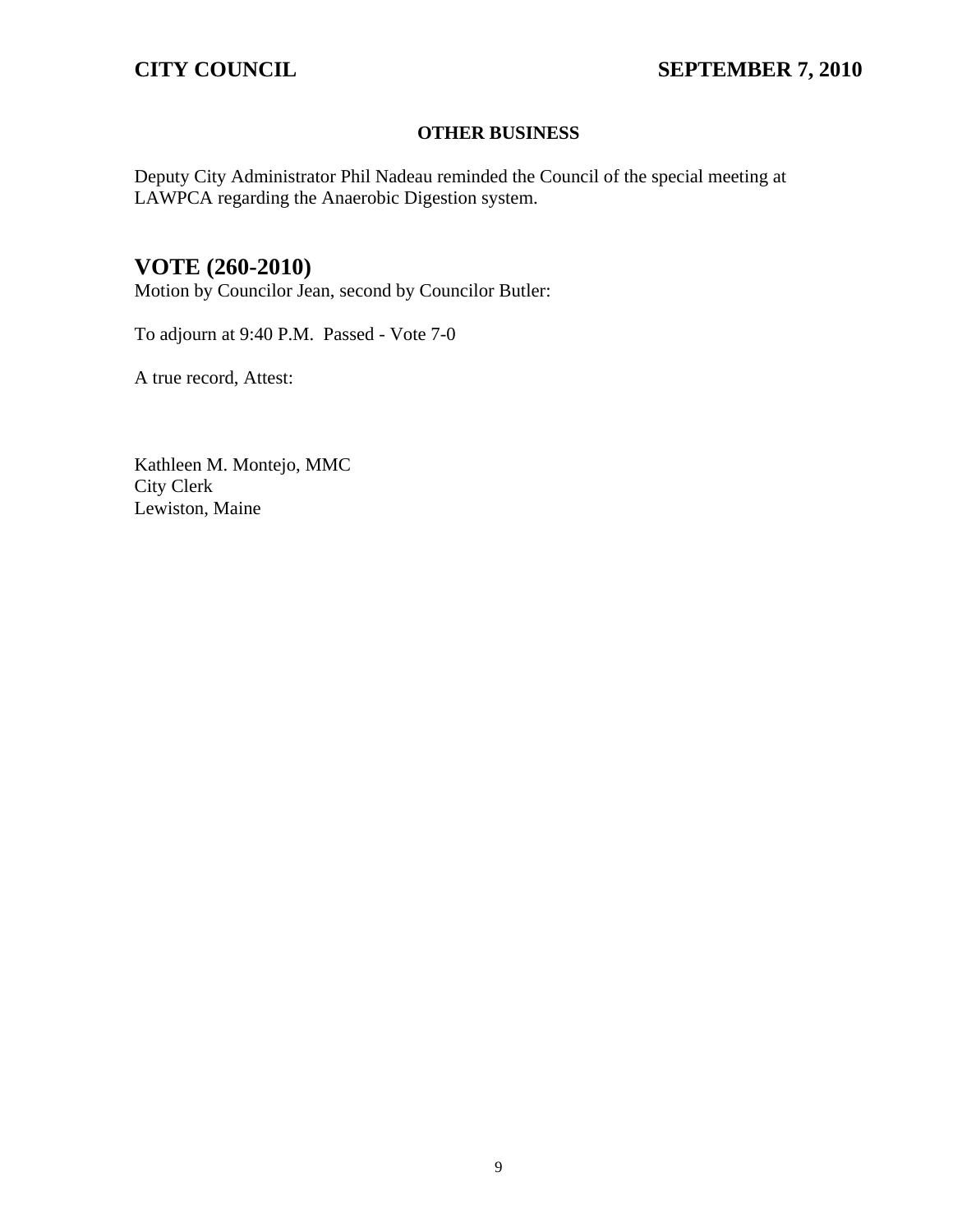**OTHER BUSINESS**

Deputy City Administrator Phil Nadeau reminded the Council of the special meeting at LAWPCA regarding the Anaerobic Digestion system.

## VOTE (260-2010)

Motion by Councilor Jean, second by Councilor Butler:

To adjourn at 9:40 P.M. Passed - Vote 7-0

A true record, Attest:

Kathleen M. Montejo, MMC
City Clerk
Lewiston, Maine